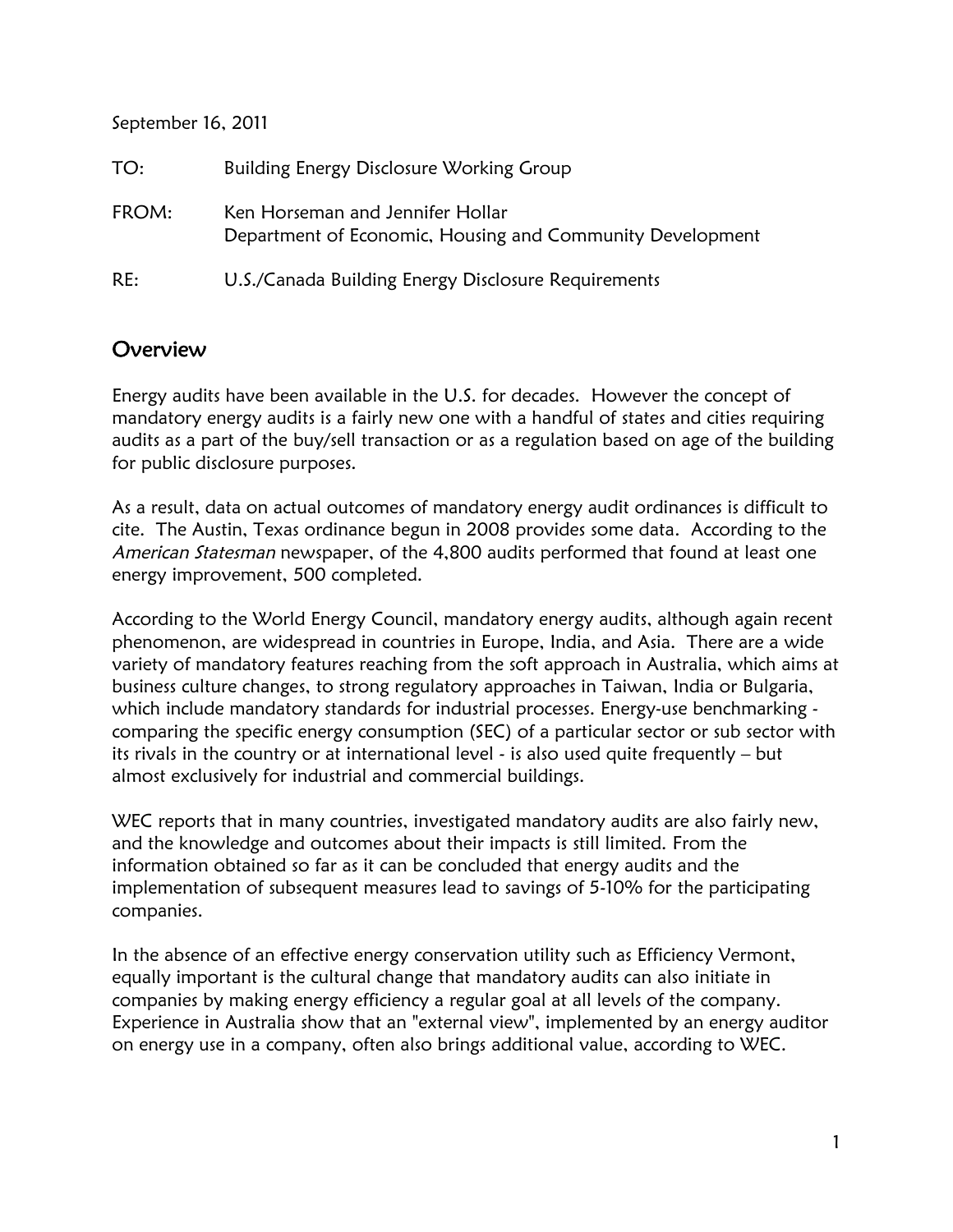September 16, 2011

TO: Building Energy Disclosure Working Group

FROM: Ken Horseman and Jennifer Hollar
Department of Economic, Housing and Community Development

RE: U.S./Canada Building Energy Disclosure Requirements

## Overview

Energy audits have been available in the U.S. for decades. However the concept of mandatory energy audits is a fairly new one with a handful of states and cities requiring audits as a part of the buy/sell transaction or as a regulation based on age of the building for public disclosure purposes.

As a result, data on actual outcomes of mandatory energy audit ordinances is difficult to cite. The Austin, Texas ordinance begun in 2008 provides some data. According to the *American Statesman* newspaper, of the 4,800 audits performed that found at least one energy improvement, 500 completed.

According to the World Energy Council, mandatory energy audits, although again recent phenomenon, are widespread in countries in Europe, India, and Asia. There are a wide variety of mandatory features reaching from the soft approach in Australia, which aims at business culture changes, to strong regulatory approaches in Taiwan, India or Bulgaria, which include mandatory standards for industrial processes. Energy-use benchmarking - comparing the specific energy consumption (SEC) of a particular sector or sub sector with its rivals in the country or at international level - is also used quite frequently – but almost exclusively for industrial and commercial buildings.

WEC reports that in many countries, investigated mandatory audits are also fairly new, and the knowledge and outcomes about their impacts is still limited. From the information obtained so far as it can be concluded that energy audits and the implementation of subsequent measures lead to savings of 5-10% for the participating companies.

In the absence of an effective energy conservation utility such as Efficiency Vermont, equally important is the cultural change that mandatory audits can also initiate in companies by making energy efficiency a regular goal at all levels of the company. Experience in Australia show that an "external view", implemented by an energy auditor on energy use in a company, often also brings additional value, according to WEC.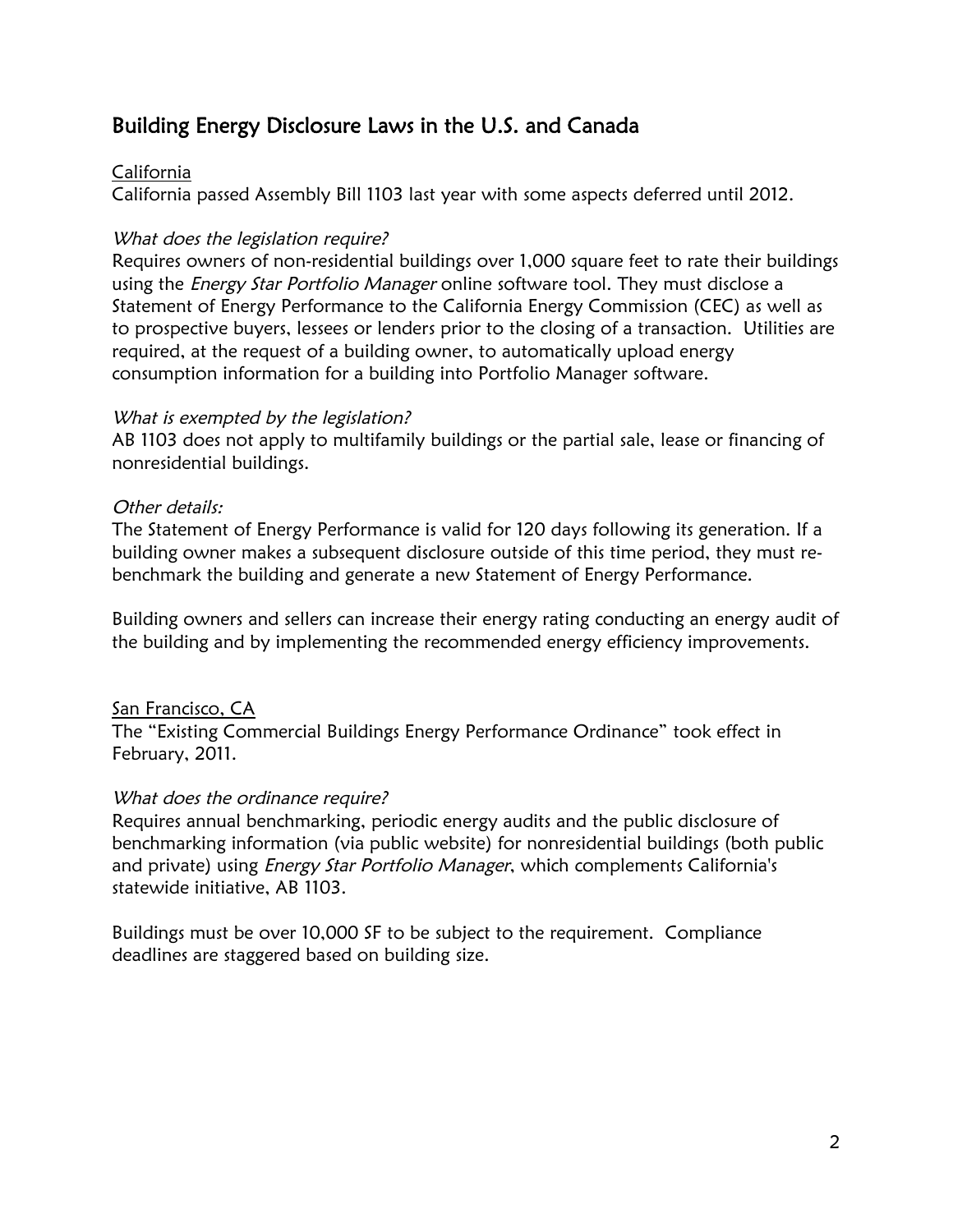## Building Energy Disclosure Laws in the U.S. and Canada

California

California passed Assembly Bill 1103 last year with some aspects deferred until 2012.

*What does the legislation require?*

Requires owners of non-residential buildings over 1,000 square feet to rate their buildings using the *Energy Star Portfolio Manager* online software tool. They must disclose a Statement of Energy Performance to the California Energy Commission (CEC) as well as to prospective buyers, lessees or lenders prior to the closing of a transaction. Utilities are required, at the request of a building owner, to automatically upload energy consumption information for a building into Portfolio Manager software.

*What is exempted by the legislation?*

AB 1103 does not apply to multifamily buildings or the partial sale, lease or financing of nonresidential buildings.

*Other details:*

The Statement of Energy Performance is valid for 120 days following its generation. If a building owner makes a subsequent disclosure outside of this time period, they must re-benchmark the building and generate a new Statement of Energy Performance.

Building owners and sellers can increase their energy rating conducting an energy audit of the building and by implementing the recommended energy efficiency improvements.

San Francisco, CA

The "Existing Commercial Buildings Energy Performance Ordinance" took effect in February, 2011.

*What does the ordinance require?*

Requires annual benchmarking, periodic energy audits and the public disclosure of benchmarking information (via public website) for nonresidential buildings (both public and private) using *Energy Star Portfolio Manager*, which complements California's statewide initiative, AB 1103.

Buildings must be over 10,000 SF to be subject to the requirement. Compliance deadlines are staggered based on building size.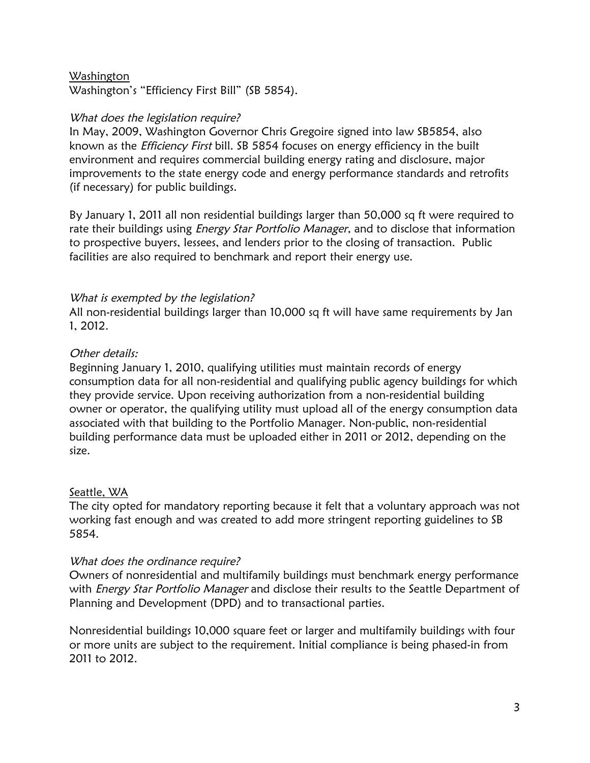## Washington

Washington's "Efficiency First Bill" (SB 5854).

### *What does the legislation require?*

In May, 2009, Washington Governor Chris Gregoire signed into law SB5854, also known as the *Efficiency First* bill. SB 5854 focuses on energy efficiency in the built environment and requires commercial building energy rating and disclosure, major improvements to the state energy code and energy performance standards and retrofits (if necessary) for public buildings.

By January 1, 2011 all non residential buildings larger than 50,000 sq ft were required to rate their buildings using *Energy Star Portfolio Manager*, and to disclose that information to prospective buyers, lessees, and lenders prior to the closing of transaction. Public facilities are also required to benchmark and report their energy use.

### *What is exempted by the legislation?*

All non-residential buildings larger than 10,000 sq ft will have same requirements by Jan 1, 2012.

### *Other details:*

Beginning January 1, 2010, qualifying utilities must maintain records of energy consumption data for all non-residential and qualifying public agency buildings for which they provide service. Upon receiving authorization from a non-residential building owner or operator, the qualifying utility must upload all of the energy consumption data associated with that building to the Portfolio Manager. Non-public, non-residential building performance data must be uploaded either in 2011 or 2012, depending on the size.

## Seattle, WA

The city opted for mandatory reporting because it felt that a voluntary approach was not working fast enough and was created to add more stringent reporting guidelines to SB 5854.

### *What does the ordinance require?*

Owners of nonresidential and multifamily buildings must benchmark energy performance with *Energy Star Portfolio Manager* and disclose their results to the Seattle Department of Planning and Development (DPD) and to transactional parties.

Nonresidential buildings 10,000 square feet or larger and multifamily buildings with four or more units are subject to the requirement. Initial compliance is being phased-in from 2011 to 2012.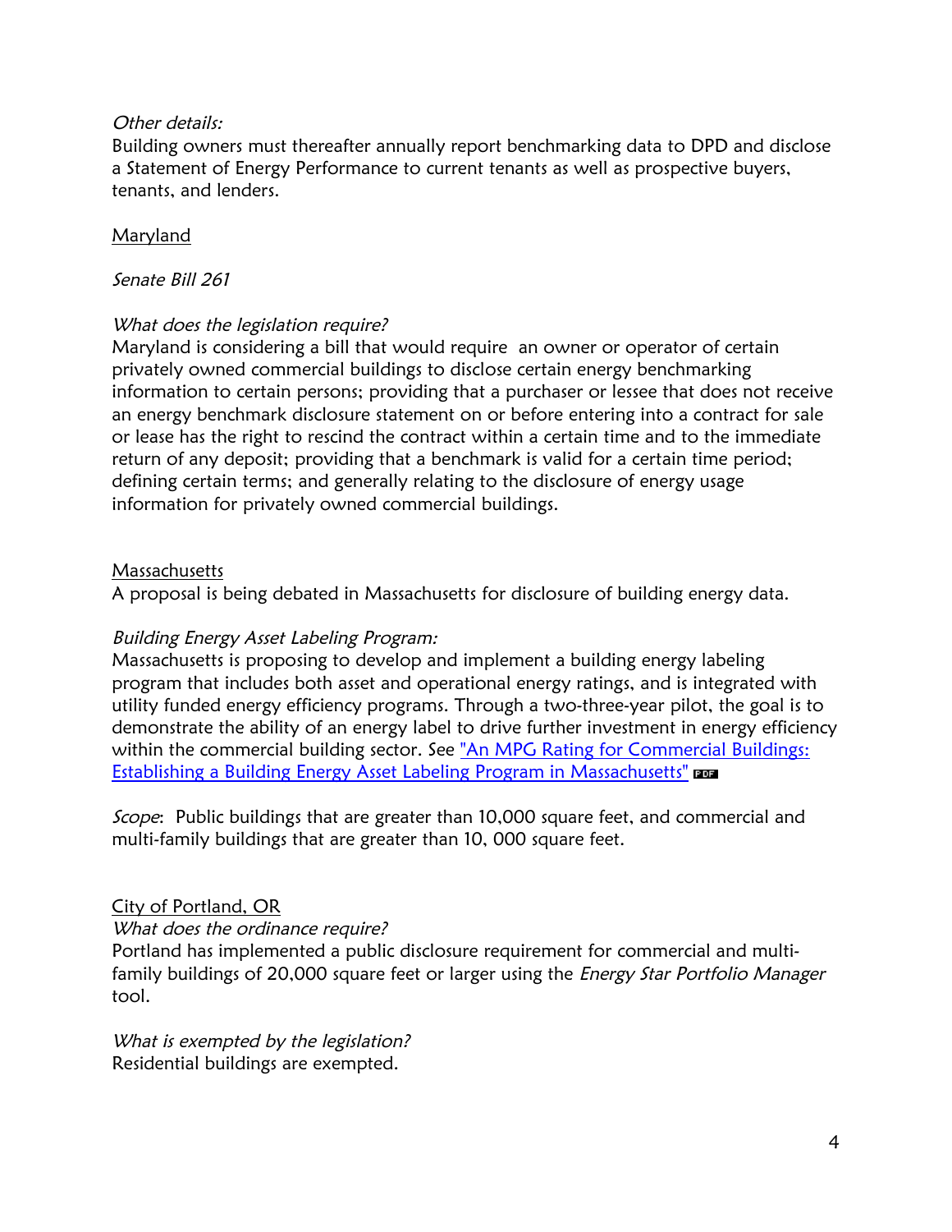*Other details:*
Building owners must thereafter annually report benchmarking data to DPD and disclose a Statement of Energy Performance to current tenants as well as prospective buyers, tenants, and lenders.

<u>Maryland</u>

*Senate Bill 261*

*What does the legislation require?*
Maryland is considering a bill that would require an owner or operator of certain privately owned commercial buildings to disclose certain energy benchmarking information to certain persons; providing that a purchaser or lessee that does not receive an energy benchmark disclosure statement on or before entering into a contract for sale or lease has the right to rescind the contract within a certain time and to the immediate return of any deposit; providing that a benchmark is valid for a certain time period; defining certain terms; and generally relating to the disclosure of energy usage information for privately owned commercial buildings.

<u>Massachusetts</u>
A proposal is being debated in Massachusetts for disclosure of building energy data.

*Building Energy Asset Labeling Program:*
Massachusetts is proposing to develop and implement a building energy labeling program that includes both asset and operational energy ratings, and is integrated with utility funded energy efficiency programs. Through a two-three-year pilot, the goal is to demonstrate the ability of an energy label to drive further investment in energy efficiency within the commercial building sector. See ["An MPG Rating for Commercial Buildings: Establishing a Building Energy Asset Labeling Program in Massachusetts"]() PDF

*Scope*: Public buildings that are greater than 10,000 square feet, and commercial and multi-family buildings that are greater than 10, 000 square feet.

<u>City of Portland, OR</u>
*What does the ordinance require?*
Portland has implemented a public disclosure requirement for commercial and multi-family buildings of 20,000 square feet or larger using the *Energy Star Portfolio Manager* tool.

*What is exempted by the legislation?*
Residential buildings are exempted.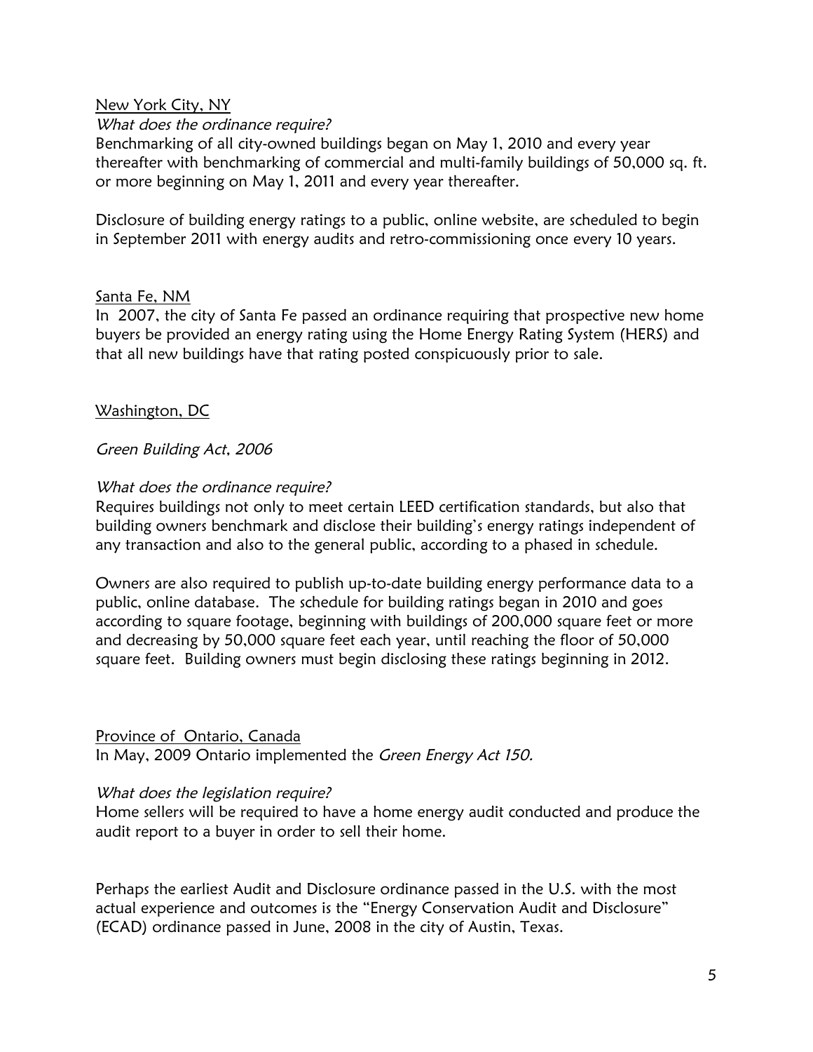<u>New York City, NY</u>

*What does the ordinance require?*

Benchmarking of all city-owned buildings began on May 1, 2010 and every year thereafter with benchmarking of commercial and multi-family buildings of 50,000 sq. ft. or more beginning on May 1, 2011 and every year thereafter.

Disclosure of building energy ratings to a public, online website, are scheduled to begin in September 2011 with energy audits and retro-commissioning once every 10 years.

<u>Santa Fe, NM</u>

In 2007, the city of Santa Fe passed an ordinance requiring that prospective new home buyers be provided an energy rating using the Home Energy Rating System (HERS) and that all new buildings have that rating posted conspicuously prior to sale.

<u>Washington, DC</u>

*Green Building Act, 2006*

*What does the ordinance require?*

Requires buildings not only to meet certain LEED certification standards, but also that building owners benchmark and disclose their building's energy ratings independent of any transaction and also to the general public, according to a phased in schedule.

Owners are also required to publish up-to-date building energy performance data to a public, online database. The schedule for building ratings began in 2010 and goes according to square footage, beginning with buildings of 200,000 square feet or more and decreasing by 50,000 square feet each year, until reaching the floor of 50,000 square feet. Building owners must begin disclosing these ratings beginning in 2012.

<u>Province of Ontario, Canada</u>

In May, 2009 Ontario implemented the *Green Energy Act 150.*

*What does the legislation require?*

Home sellers will be required to have a home energy audit conducted and produce the audit report to a buyer in order to sell their home.

Perhaps the earliest Audit and Disclosure ordinance passed in the U.S. with the most actual experience and outcomes is the "Energy Conservation Audit and Disclosure" (ECAD) ordinance passed in June, 2008 in the city of Austin, Texas.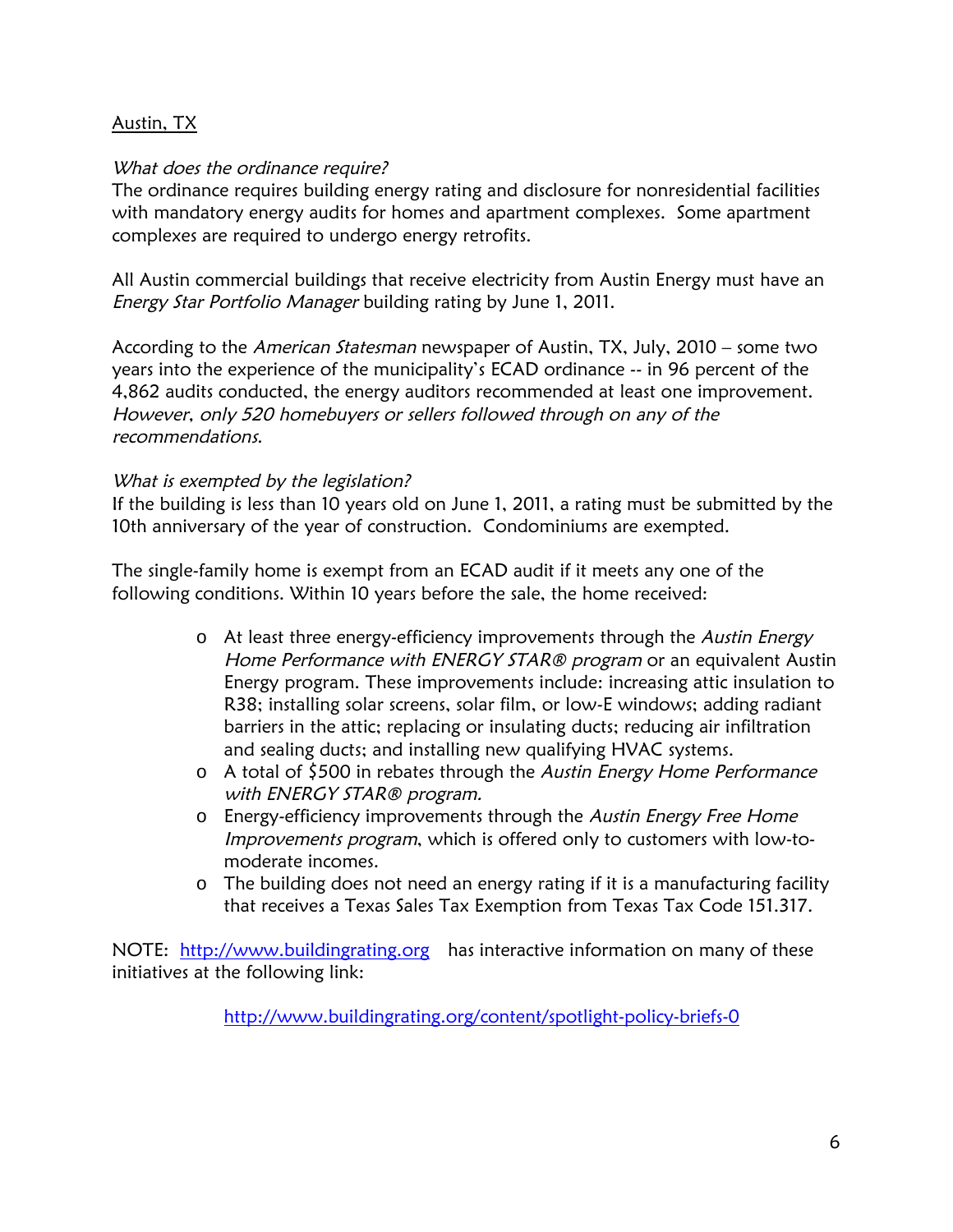## Austin, TX

*What does the ordinance require?*

The ordinance requires building energy rating and disclosure for nonresidential facilities with mandatory energy audits for homes and apartment complexes. Some apartment complexes are required to undergo energy retrofits.

All Austin commercial buildings that receive electricity from Austin Energy must have an *Energy Star Portfolio Manager* building rating by June 1, 2011.

According to the *American Statesman* newspaper of Austin, TX, July, 2010 – some two years into the experience of the municipality's ECAD ordinance -- in 96 percent of the 4,862 audits conducted, the energy auditors recommended at least one improvement. *However, only 520 homebuyers or sellers followed through on any of the recommendations.*

*What is exempted by the legislation?*

If the building is less than 10 years old on June 1, 2011, a rating must be submitted by the 10th anniversary of the year of construction. Condominiums are exempted.

The single-family home is exempt from an ECAD audit if it meets any one of the following conditions. Within 10 years before the sale, the home received:

- At least three energy-efficiency improvements through the *Austin Energy Home Performance with ENERGY STAR® program* or an equivalent Austin Energy program. These improvements include: increasing attic insulation to R38; installing solar screens, solar film, or low-E windows; adding radiant barriers in the attic; replacing or insulating ducts; reducing air infiltration and sealing ducts; and installing new qualifying HVAC systems.
- A total of $500 in rebates through the *Austin Energy Home Performance with ENERGY STAR® program.*
- Energy-efficiency improvements through the *Austin Energy Free Home Improvements program*, which is offered only to customers with low-to-moderate incomes.
- The building does not need an energy rating if it is a manufacturing facility that receives a Texas Sales Tax Exemption from Texas Tax Code 151.317.

NOTE: http://www.buildingrating.org has interactive information on many of these initiatives at the following link:

http://www.buildingrating.org/content/spotlight-policy-briefs-0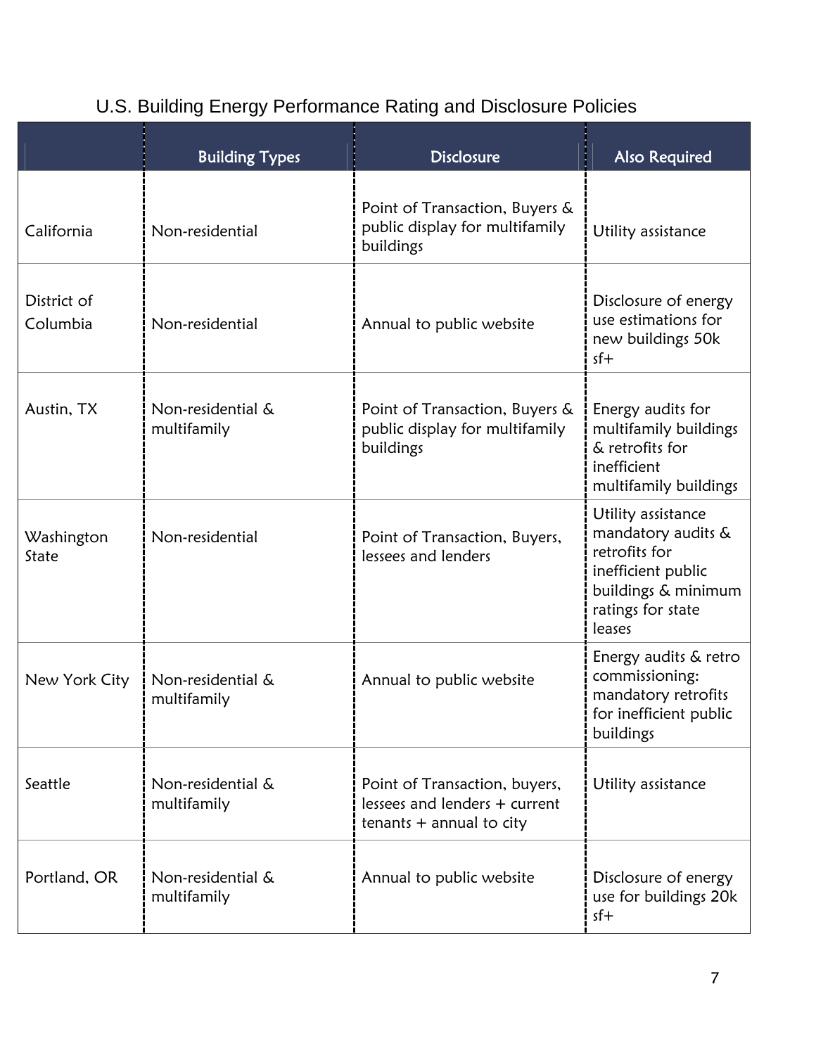U.S. Building Energy Performance Rating and Disclosure Policies

| | Building Types | Disclosure | Also Required |
|---|---|---|---|
| California | Non-residential | Point of Transaction, Buyers & public display for multifamily buildings | Utility assistance |
| District of Columbia | Non-residential | Annual to public website | Disclosure of energy use estimations for new buildings 50k sf+ |
| Austin, TX | Non-residential & multifamily | Point of Transaction, Buyers & public display for multifamily buildings | Energy audits for multifamily buildings & retrofits for inefficient multifamily buildings |
| Washington State | Non-residential | Point of Transaction, Buyers, lessees and lenders | Utility assistance mandatory audits & retrofits for inefficient public buildings & minimum ratings for state leases |
| New York City | Non-residential & multifamily | Annual to public website | Energy audits & retro commissioning: mandatory retrofits for inefficient public buildings |
| Seattle | Non-residential & multifamily | Point of Transaction, buyers, lessees and lenders + current tenants + annual to city | Utility assistance |
| Portland, OR | Non-residential & multifamily | Annual to public website | Disclosure of energy use for buildings 20k sf+ |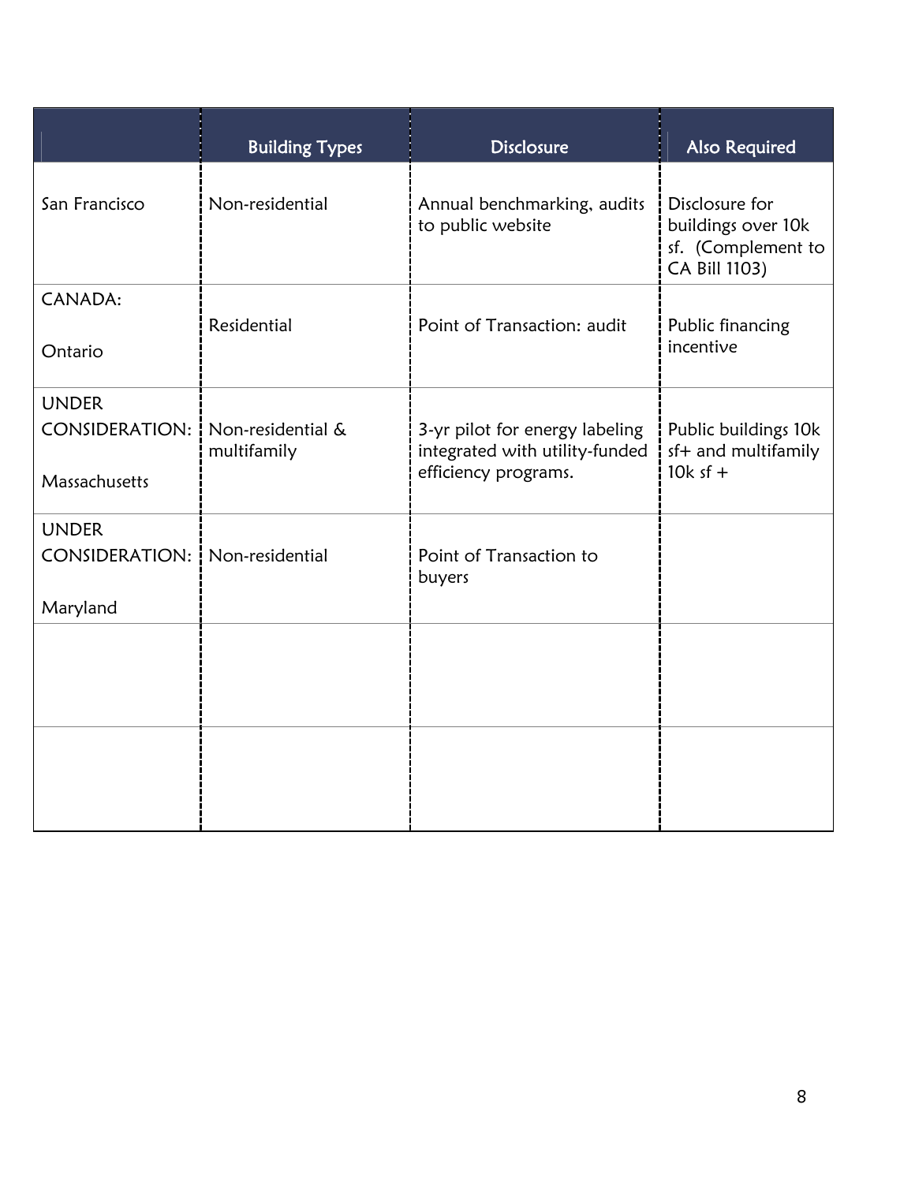| | Building Types | Disclosure | Also Required |
|---|---|---|---|
| San Francisco | Non-residential | Annual benchmarking, audits to public website | Disclosure for buildings over 10k sf. (Complement to CA Bill 1103) |
| CANADA: Ontario | Residential | Point of Transaction: audit | Public financing incentive |
| UNDER CONSIDERATION: Massachusetts | Non-residential & multifamily | 3-yr pilot for energy labeling integrated with utility-funded efficiency programs. | Public buildings 10k sf+ and multifamily 10k sf + |
| UNDER CONSIDERATION: Maryland | Non-residential | Point of Transaction to buyers | |
| | | | |
| | | | |